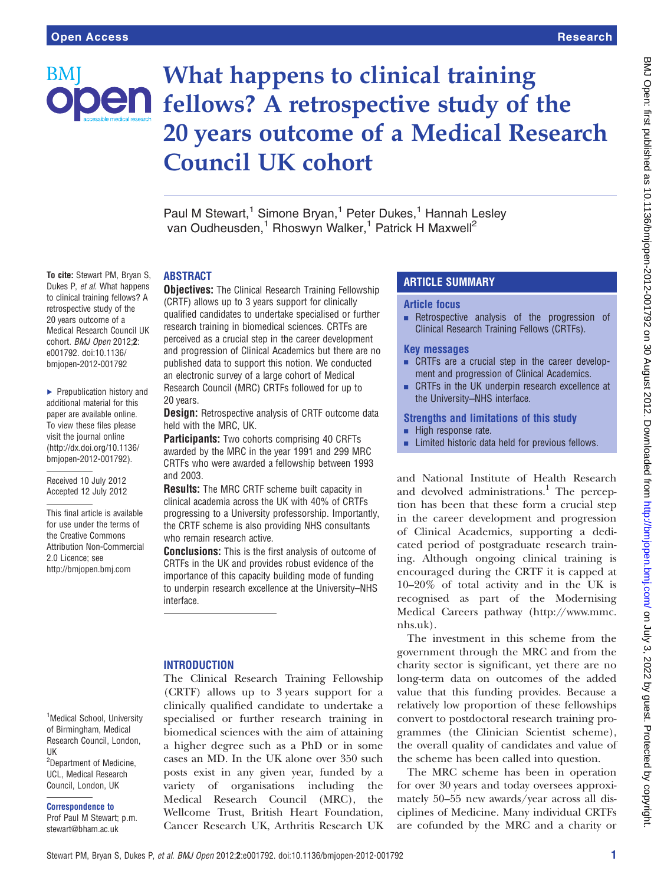# What happens to clinical training fellows? A retrospective study of the 20 years outcome of a Medical Research Council UK cohort

Paul M Stewart,[1] Simone Bryan,[1] Peter Dukes,[1] Hannah Lesley van Oudheusden,[1] Rhoswyn Walker,[1] Patrick H Maxwell[2]

**To cite:** Stewart PM, Bryan S, Dukes P, *et al*. What happens to clinical training fellows? A retrospective study of the 20 years outcome of a Medical Research Council UK cohort. *BMJ Open* 2012;**2**: e001792. doi:10.1136/bmjopen-2012-001792

▸ Prepublication history and additional material for this paper are available online. To view these files please visit the journal online (http://dx.doi.org/10.1136/bmjopen-2012-001792).

Received 10 July 2012
Accepted 12 July 2012

This final article is available for use under the terms of the Creative Commons Attribution Non-Commercial 2.0 Licence; see http://bmjopen.bmj.com

[1]Medical School, University of Birmingham, Medical Research Council, London, UK
[2]Department of Medicine, UCL, Medical Research Council, London, UK

**Correspondence to**
Prof Paul M Stewart; p.m.stewart@bham.ac.uk

## ABSTRACT

**Objectives:** The Clinical Research Training Fellowship (CRTF) allows up to 3 years support for clinically qualified candidates to undertake specialised or further research training in biomedical sciences. CRTFs are perceived as a crucial step in the career development and progression of Clinical Academics but there are no published data to support this notion. We conducted an electronic survey of a large cohort of Medical Research Council (MRC) CRTFs followed for up to 20 years.

**Design:** Retrospective analysis of CRTF outcome data held with the MRC, UK.

**Participants:** Two cohorts comprising 40 CRFTs awarded by the MRC in the year 1991 and 299 MRC CRTFs who were awarded a fellowship between 1993 and 2003.

**Results:** The MRC CRTF scheme built capacity in clinical academia across the UK with 40% of CRTFs progressing to a University professorship. Importantly, the CRTF scheme is also providing NHS consultants who remain research active.

**Conclusions:** This is the first analysis of outcome of CRTFs in the UK and provides robust evidence of the importance of this capacity building mode of funding to underpin research excellence at the University–NHS interface.

## ARTICLE SUMMARY

### Article focus

- Retrospective analysis of the progression of Clinical Research Training Fellows (CRTFs).

### Key messages

- CRTFs are a crucial step in the career development and progression of Clinical Academics.
- CRTFs in the UK underpin research excellence at the University–NHS interface.

### Strengths and limitations of this study

- High response rate.
- Limited historic data held for previous fellows.

## INTRODUCTION

The Clinical Research Training Fellowship (CRTF) allows up to 3 years support for a clinically qualified candidate to undertake a specialised or further research training in biomedical sciences with the aim of attaining a higher degree such as a PhD or in some cases an MD. In the UK alone over 350 such posts exist in any given year, funded by a variety of organisations including the Medical Research Council (MRC), the Wellcome Trust, British Heart Foundation, Cancer Research UK, Arthritis Research UK and National Institute of Health Research and devolved administrations.[1] The perception has been that these form a crucial step in the career development and progression of Clinical Academics, supporting a dedicated period of postgraduate research training. Although ongoing clinical training is encouraged during the CRTF it is capped at 10–20% of total activity and in the UK is recognised as part of the Modernising Medical Careers pathway (http://www.mmc.nhs.uk).

The investment in this scheme from the government through the MRC and from the charity sector is significant, yet there are no long-term data on outcomes of the added value that this funding provides. Because a relatively low proportion of these fellowships convert to postdoctoral research training programmes (the Clinician Scientist scheme), the overall quality of candidates and value of the scheme has been called into question.

The MRC scheme has been in operation for over 30 years and today oversees approximately 50–55 new awards/year across all disciplines of Medicine. Many individual CRTFs are cofunded by the MRC and a charity or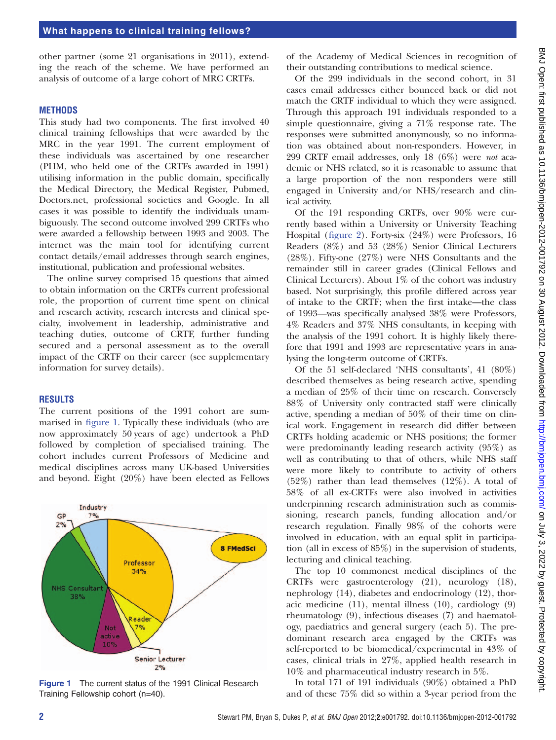other partner (some 21 organisations in 2011), extending the reach of the scheme. We have performed an analysis of outcome of a large cohort of MRC CRTFs.

## METHODS

This study had two components. The first involved 40 clinical training fellowships that were awarded by the MRC in the year 1991. The current employment of these individuals was ascertained by one researcher (PHM, who held one of the CRTFs awarded in 1991) utilising information in the public domain, specifically the Medical Directory, the Medical Register, Pubmed, Doctors.net, professional societies and Google. In all cases it was possible to identify the individuals unambiguously. The second outcome involved 299 CRTFs who were awarded a fellowship between 1993 and 2003. The internet was the main tool for identifying current contact details/email addresses through search engines, institutional, publication and professional websites.

The online survey comprised 15 questions that aimed to obtain information on the CRTFs current professional role, the proportion of current time spent on clinical and research activity, research interests and clinical specialty, involvement in leadership, administrative and teaching duties, outcome of CRTF, further funding secured and a personal assessment as to the overall impact of the CRTF on their career (see supplementary information for survey details).

## RESULTS

The current positions of the 1991 cohort are summarised in figure 1. Typically these individuals (who are now approximately 50 years of age) undertook a PhD followed by completion of specialised training. The cohort includes current Professors of Medicine and medical disciplines across many UK-based Universities and beyond. Eight (20%) have been elected as Fellows of the Academy of Medical Sciences in recognition of their outstanding contributions to medical science.

Figure 1 The current status of the 1991 Clinical Research Training Fellowship cohort (n=40).

Of the 299 individuals in the second cohort, in 31 cases email addresses either bounced back or did not match the CRTF individual to which they were assigned. Through this approach 191 individuals responded to a simple questionnaire, giving a 71% response rate. The responses were submitted anonymously, so no information was obtained about non-responders. However, in 299 CRTF email addresses, only 18 (6%) were *not* academic or NHS related, so it is reasonable to assume that a large proportion of the non responders were still engaged in University and/or NHS/research and clinical activity.

Of the 191 responding CRTFs, over 90% were currently based within a University or University Teaching Hospital (figure 2). Forty-six (24%) were Professors, 16 Readers (8%) and 53 (28%) Senior Clinical Lecturers (28%). Fifty-one (27%) were NHS Consultants and the remainder still in career grades (Clinical Fellows and Clinical Lecturers). About 1% of the cohort was industry based. Not surprisingly, this profile differed across year of intake to the CRTF; when the first intake—the class of 1993—was specifically analysed 38% were Professors, 4% Readers and 37% NHS consultants, in keeping with the analysis of the 1991 cohort. It is highly likely therefore that 1991 and 1993 are representative years in analysing the long-term outcome of CRTFs.

Of the 51 self-declared 'NHS consultants', 41 (80%) described themselves as being research active, spending a median of 25% of their time on research. Conversely 88% of University only contracted staff were clinically active, spending a median of 50% of their time on clinical work. Engagement in research did differ between CRTFs holding academic or NHS positions; the former were predominantly leading research activity (95%) as well as contributing to that of others, while NHS staff were more likely to contribute to activity of others (52%) rather than lead themselves (12%). A total of 58% of all ex-CRTFs were also involved in activities underpinning research administration such as commissioning, research panels, funding allocation and/or research regulation. Finally 98% of the cohorts were involved in education, with an equal split in participation (all in excess of 85%) in the supervision of students, lecturing and clinical teaching.

The top 10 commonest medical disciplines of the CRTFs were gastroenterology (21), neurology (18), nephrology (14), diabetes and endocrinology (12), thoracic medicine (11), mental illness (10), cardiology (9) rheumatology (9), infectious diseases (7) and haematology, paediatrics and general surgery (each 5). The predominant research area engaged by the CRTFs was self-reported to be biomedical/experimental in 43% of cases, clinical trials in 27%, applied health research in 10% and pharmaceutical industry research in 5%.

In total 171 of 191 individuals (90%) obtained a PhD and of these 75% did so within a 3-year period from the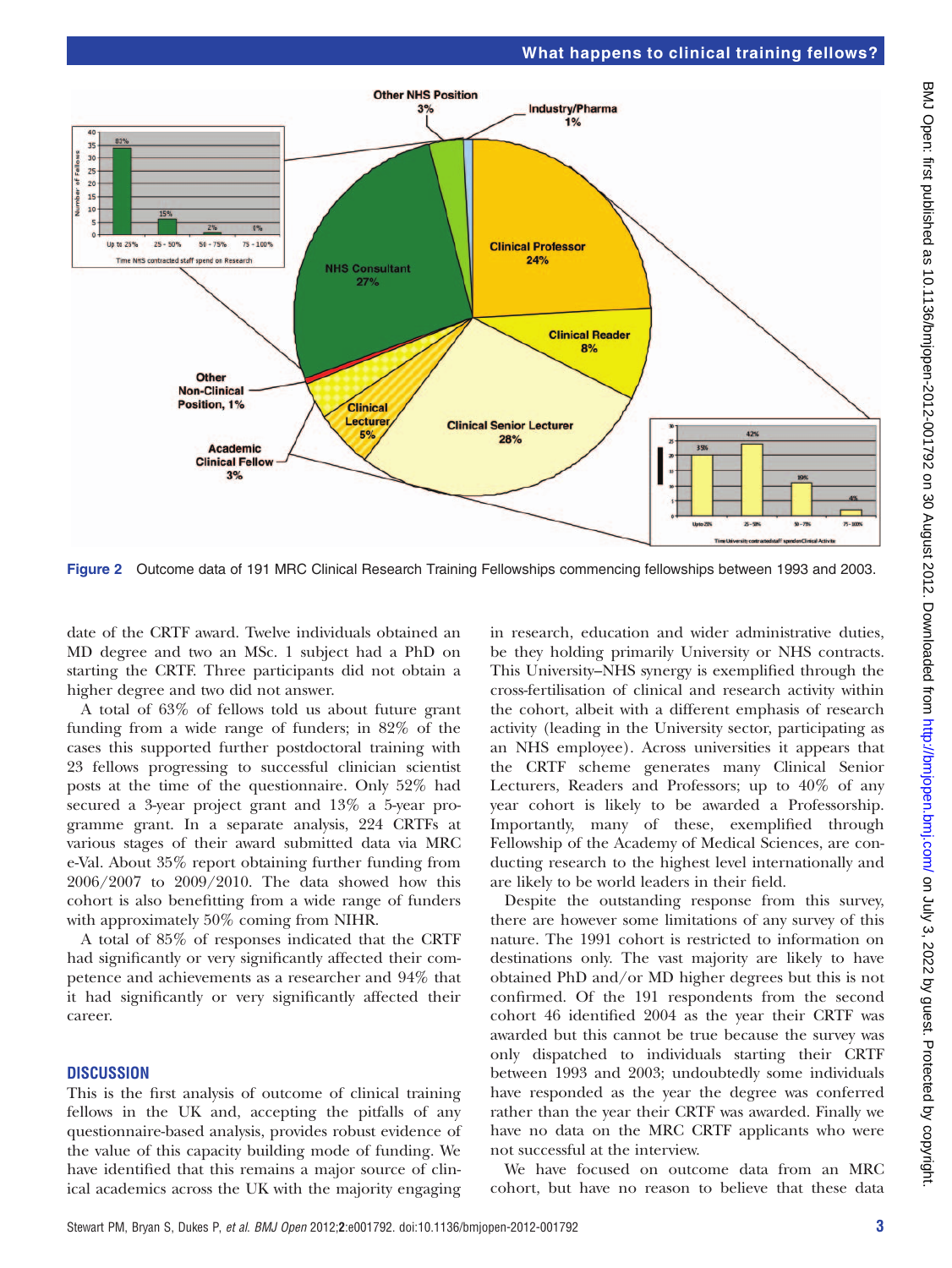Figure 2 Outcome data of 191 MRC Clinical Research Training Fellowships commencing fellowships between 1993 and 2003.

date of the CRTF award. Twelve individuals obtained an MD degree and two an MSc. 1 subject had a PhD on starting the CRTF. Three participants did not obtain a higher degree and two did not answer.

A total of 63% of fellows told us about future grant funding from a wide range of funders; in 82% of the cases this supported further postdoctoral training with 23 fellows progressing to successful clinician scientist posts at the time of the questionnaire. Only 52% had secured a 3-year project grant and 13% a 5-year programme grant. In a separate analysis, 224 CRTFs at various stages of their award submitted data via MRC e-Val. About 35% report obtaining further funding from 2006/2007 to 2009/2010. The data showed how this cohort is also benefitting from a wide range of funders with approximately 50% coming from NIHR.

A total of 85% of responses indicated that the CRTF had significantly or very significantly affected their competence and achievements as a researcher and 94% that it had significantly or very significantly affected their career.

## DISCUSSION

This is the first analysis of outcome of clinical training fellows in the UK and, accepting the pitfalls of any questionnaire-based analysis, provides robust evidence of the value of this capacity building mode of funding. We have identified that this remains a major source of clinical academics across the UK with the majority engaging in research, education and wider administrative duties, be they holding primarily University or NHS contracts. This University–NHS synergy is exemplified through the cross-fertilisation of clinical and research activity within the cohort, albeit with a different emphasis of research activity (leading in the University sector, participating as an NHS employee). Across universities it appears that the CRTF scheme generates many Clinical Senior Lecturers, Readers and Professors; up to 40% of any year cohort is likely to be awarded a Professorship. Importantly, many of these, exemplified through Fellowship of the Academy of Medical Sciences, are conducting research to the highest level internationally and are likely to be world leaders in their field.

Despite the outstanding response from this survey, there are however some limitations of any survey of this nature. The 1991 cohort is restricted to information on destinations only. The vast majority are likely to have obtained PhD and/or MD higher degrees but this is not confirmed. Of the 191 respondents from the second cohort 46 identified 2004 as the year their CRTF was awarded but this cannot be true because the survey was only dispatched to individuals starting their CRTF between 1993 and 2003; undoubtedly some individuals have responded as the year the degree was conferred rather than the year their CRTF was awarded. Finally we have no data on the MRC CRTF applicants who were not successful at the interview.

We have focused on outcome data from an MRC cohort, but have no reason to believe that these data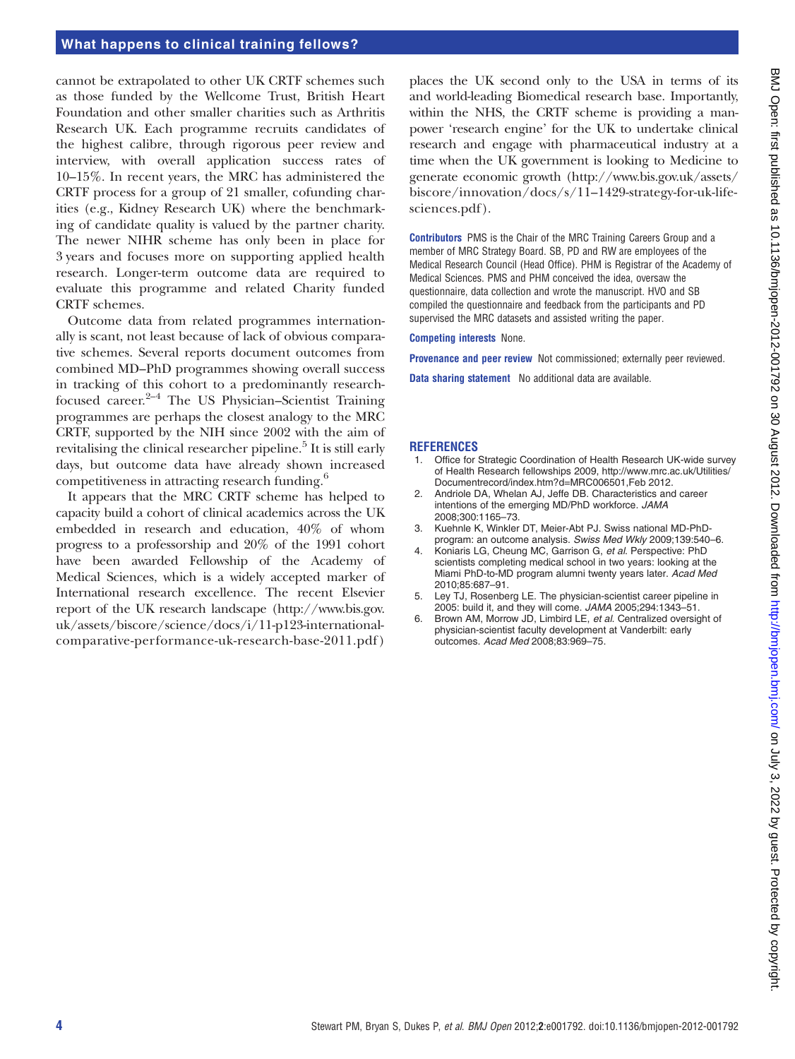cannot be extrapolated to other UK CRTF schemes such as those funded by the Wellcome Trust, British Heart Foundation and other smaller charities such as Arthritis Research UK. Each programme recruits candidates of the highest calibre, through rigorous peer review and interview, with overall application success rates of 10–15%. In recent years, the MRC has administered the CRTF process for a group of 21 smaller, cofunding charities (e.g., Kidney Research UK) where the benchmarking of candidate quality is valued by the partner charity. The newer NIHR scheme has only been in place for 3 years and focuses more on supporting applied health research. Longer-term outcome data are required to evaluate this programme and related Charity funded CRTF schemes.

Outcome data from related programmes internationally is scant, not least because of lack of obvious comparative schemes. Several reports document outcomes from combined MD–PhD programmes showing overall success in tracking of this cohort to a predominantly research-focused career.[2–4] The US Physician–Scientist Training programmes are perhaps the closest analogy to the MRC CRTF, supported by the NIH since 2002 with the aim of revitalising the clinical researcher pipeline.[5] It is still early days, but outcome data have already shown increased competitiveness in attracting research funding.[6]

It appears that the MRC CRTF scheme has helped to capacity build a cohort of clinical academics across the UK embedded in research and education, 40% of whom progress to a professorship and 20% of the 1991 cohort have been awarded Fellowship of the Academy of Medical Sciences, which is a widely accepted marker of International research excellence. The recent Elsevier report of the UK research landscape (http://www.bis.gov.uk/assets/biscore/science/docs/i/11-p123-international-comparative-performance-uk-research-base-2011.pdf) places the UK second only to the USA in terms of its and world-leading Biomedical research base. Importantly, within the NHS, the CRTF scheme is providing a manpower 'research engine' for the UK to undertake clinical research and engage with pharmaceutical industry at a time when the UK government is looking to Medicine to generate economic growth (http://www.bis.gov.uk/assets/biscore/innovation/docs/s/11–1429-strategy-for-uk-life-sciences.pdf).

**Contributors** PMS is the Chair of the MRC Training Careers Group and a member of MRC Strategy Board. SB, PD and RW are employees of the Medical Research Council (Head Office). PHM is Registrar of the Academy of Medical Sciences. PMS and PHM conceived the idea, oversaw the questionnaire, data collection and wrote the manuscript. HVO and SB compiled the questionnaire and feedback from the participants and PD supervised the MRC datasets and assisted writing the paper.

**Competing interests** None.

**Provenance and peer review** Not commissioned; externally peer reviewed.

**Data sharing statement** No additional data are available.

## REFERENCES

1. Office for Strategic Coordination of Health Research UK-wide survey of Health Research fellowships 2009, http://www.mrc.ac.uk/Utilities/Documentrecord/index.htm?d=MRC006501,Feb 2012.
2. Andriole DA, Whelan AJ, Jeffe DB. Characteristics and career intentions of the emerging MD/PhD workforce. *JAMA* 2008;300:1165–73.
3. Kuehnle K, Winkler DT, Meier-Abt PJ. Swiss national MD-PhD-program: an outcome analysis. *Swiss Med Wkly* 2009;139:540–6.
4. Koniaris LG, Cheung MC, Garrison G, *et al*. Perspective: PhD scientists completing medical school in two years: looking at the Miami PhD-to-MD program alumni twenty years later. *Acad Med* 2010;85:687–91.
5. Ley TJ, Rosenberg LE. The physician-scientist career pipeline in 2005: build it, and they will come. *JAMA* 2005;294:1343–51.
6. Brown AM, Morrow JD, Limbird LE, *et al*. Centralized oversight of physician-scientist faculty development at Vanderbilt: early outcomes. *Acad Med* 2008;83:969–75.